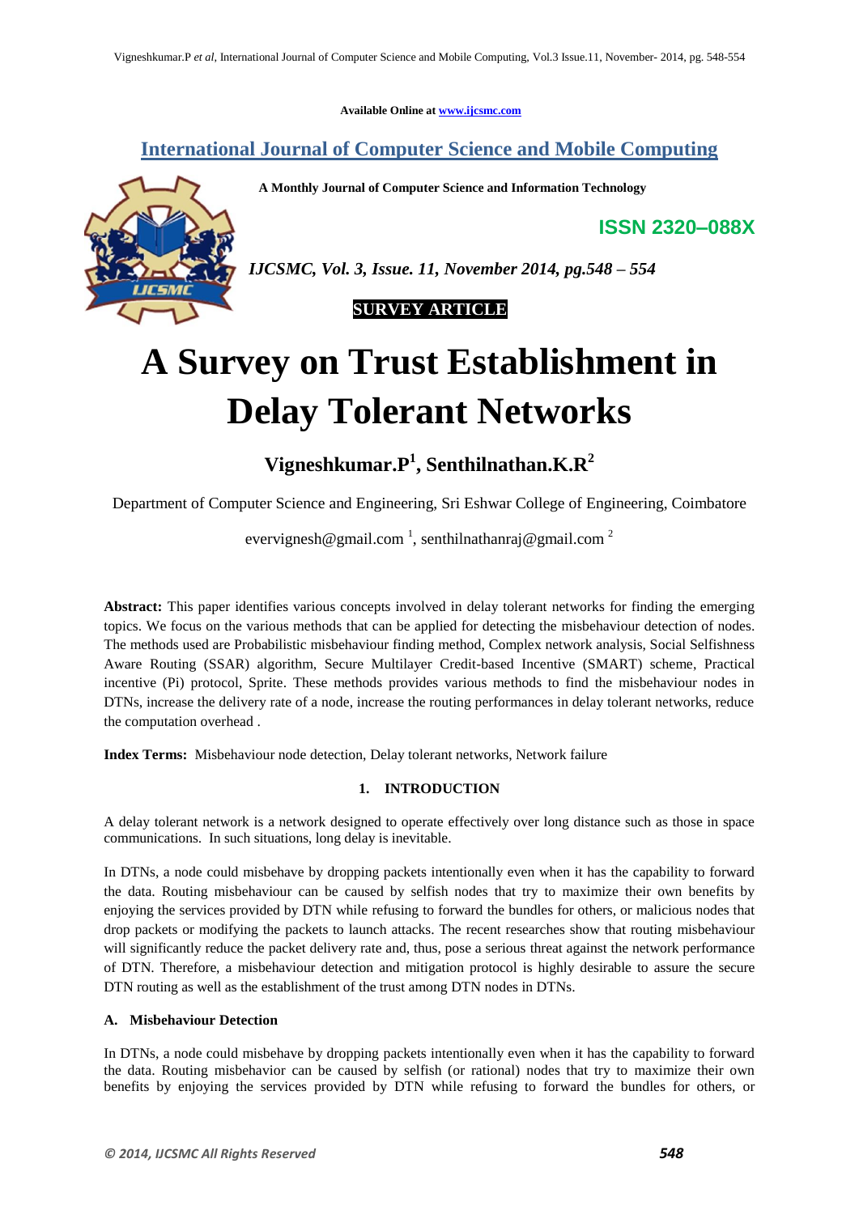Available Online at www.ijcsmc.com

## International Journal of Computer Science and Mobile Computing

**A Monthly Journal of Computer Science and Information Technology**

**ISSN 2320–088X**

*IJCSMC, Vol. 3, Issue. 11, November 2014, pg.548 – 554*

**SURVEY ARTICLE**

# A Survey on Trust Establishment in Delay Tolerant Networks

**Vigneshkumar.P[1], Senthilnathan.K.R[2]**

Department of Computer Science and Engineering, Sri Eshwar College of Engineering, Coimbatore

evervignesh@gmail.com [1], senthilnathanraj@gmail.com [2]

**Abstract:** This paper identifies various concepts involved in delay tolerant networks for finding the emerging topics. We focus on the various methods that can be applied for detecting the misbehaviour detection of nodes. The methods used are Probabilistic misbehaviour finding method, Complex network analysis, Social Selfishness Aware Routing (SSAR) algorithm, Secure Multilayer Credit-based Incentive (SMART) scheme, Practical incentive (Pi) protocol, Sprite. These methods provides various methods to find the misbehaviour nodes in DTNs, increase the delivery rate of a node, increase the routing performances in delay tolerant networks, reduce the computation overhead .

**Index Terms:** Misbehaviour node detection, Delay tolerant networks, Network failure

## 1. INTRODUCTION

A delay tolerant network is a network designed to operate effectively over long distance such as those in space communications. In such situations, long delay is inevitable.

In DTNs, a node could misbehave by dropping packets intentionally even when it has the capability to forward the data. Routing misbehaviour can be caused by selfish nodes that try to maximize their own benefits by enjoying the services provided by DTN while refusing to forward the bundles for others, or malicious nodes that drop packets or modifying the packets to launch attacks. The recent researches show that routing misbehaviour will significantly reduce the packet delivery rate and, thus, pose a serious threat against the network performance of DTN. Therefore, a misbehaviour detection and mitigation protocol is highly desirable to assure the secure DTN routing as well as the establishment of the trust among DTN nodes in DTNs.

### A. Misbehaviour Detection

In DTNs, a node could misbehave by dropping packets intentionally even when it has the capability to forward the data. Routing misbehavior can be caused by selfish (or rational) nodes that try to maximize their own benefits by enjoying the services provided by DTN while refusing to forward the bundles for others, or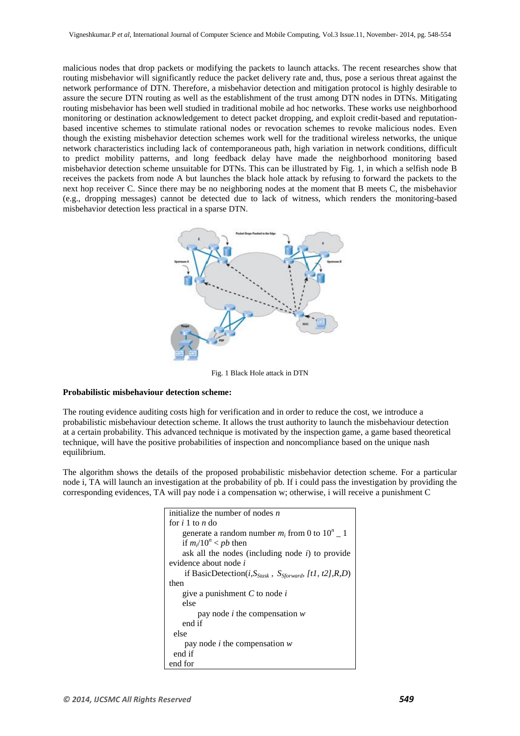malicious nodes that drop packets or modifying the packets to launch attacks. The recent researches show that routing misbehavior will significantly reduce the packet delivery rate and, thus, pose a serious threat against the network performance of DTN. Therefore, a misbehavior detection and mitigation protocol is highly desirable to assure the secure DTN routing as well as the establishment of the trust among DTN nodes in DTNs. Mitigating routing misbehavior has been well studied in traditional mobile ad hoc networks. These works use neighborhood monitoring or destination acknowledgement to detect packet dropping, and exploit credit-based and reputation-based incentive schemes to stimulate rational nodes or revocation schemes to revoke malicious nodes. Even though the existing misbehavior detection schemes work well for the traditional wireless networks, the unique network characteristics including lack of contemporaneous path, high variation in network conditions, difficult to predict mobility patterns, and long feedback delay have made the neighborhood monitoring based misbehavior detection scheme unsuitable for DTNs. This can be illustrated by Fig. 1, in which a selfish node B receives the packets from node A but launches the black hole attack by refusing to forward the packets to the next hop receiver C. Since there may be no neighboring nodes at the moment that B meets C, the misbehavior (e.g., dropping messages) cannot be detected due to lack of witness, which renders the monitoring-based misbehavior detection less practical in a sparse DTN.

Fig. 1 Black Hole attack in DTN

**Probabilistic misbehaviour detection scheme:**

The routing evidence auditing costs high for verification and in order to reduce the cost, we introduce a probabilistic misbehaviour detection scheme. It allows the trust authority to launch the misbehaviour detection at a certain probability. This advanced technique is motivated by the inspection game, a game based theoretical technique, will have the positive probabilities of inspection and noncompliance based on the unique nash equilibrium.

The algorithm shows the details of the proposed probabilistic misbehavior detection scheme. For a particular node i, TA will launch an investigation at the probability of pb. If i could pass the investigation by providing the corresponding evidences, TA will pay node i a compensation w; otherwise, i will receive a punishment C

```
initialize the number of nodes n
for i 1 to n do
    generate a random number m_i from 0 to 10^n _ 1
    if m_i/10^n < pb then
    ask all the nodes (including node i) to provide
evidence about node i
     if BasicDetection(i,S_Stask , S_Sforward, [t1, t2],R,D)
then
    give a punishment C to node i
    else
         pay node i the compensation w
    end if
  else
     pay node i the compensation w
  end if
end for
```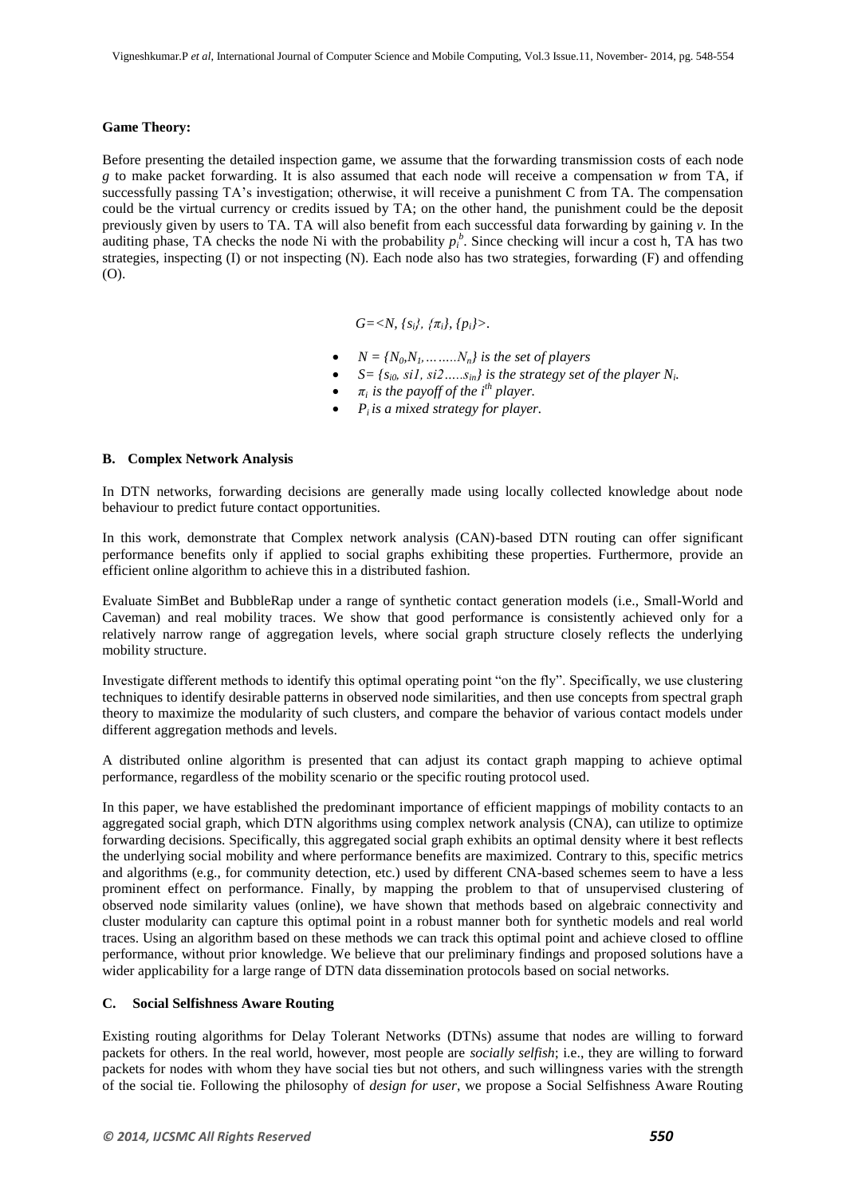**Game Theory:**

Before presenting the detailed inspection game, we assume that the forwarding transmission costs of each node *g* to make packet forwarding. It is also assumed that each node will receive a compensation *w* from TA, if successfully passing TA's investigation; otherwise, it will receive a punishment C from TA. The compensation could be the virtual currency or credits issued by TA; on the other hand, the punishment could be the deposit previously given by users to TA. TA will also benefit from each successful data forwarding by gaining *v.* In the auditing phase, TA checks the node Ni with the probability $p_i^b$. Since checking will incur a cost h, TA has two strategies, inspecting (I) or not inspecting (N). Each node also has two strategies, forwarding (F) and offending (O).

$$G=<N, \{s_i\}, \{\pi_i\}, \{p_i\}>.$$

- $N = \{N_0, N_1, \ldots\ldots N_n\}$ *is the set of players*
- $S = \{s_{i0}, si1, si2\ldots\ldots s_{in}\}$ *is the strategy set of the player* $N_i$.
- $\pi_i$ *is the payoff of the* $i^{th}$ *player.*
- $P_i$ *is a mixed strategy for player.*

### B. Complex Network Analysis

In DTN networks, forwarding decisions are generally made using locally collected knowledge about node behaviour to predict future contact opportunities.

In this work, demonstrate that Complex network analysis (CAN)-based DTN routing can offer significant performance benefits only if applied to social graphs exhibiting these properties. Furthermore, provide an efficient online algorithm to achieve this in a distributed fashion.

Evaluate SimBet and BubbleRap under a range of synthetic contact generation models (i.e., Small-World and Caveman) and real mobility traces. We show that good performance is consistently achieved only for a relatively narrow range of aggregation levels, where social graph structure closely reflects the underlying mobility structure.

Investigate different methods to identify this optimal operating point "on the fly". Specifically, we use clustering techniques to identify desirable patterns in observed node similarities, and then use concepts from spectral graph theory to maximize the modularity of such clusters, and compare the behavior of various contact models under different aggregation methods and levels.

A distributed online algorithm is presented that can adjust its contact graph mapping to achieve optimal performance, regardless of the mobility scenario or the specific routing protocol used.

In this paper, we have established the predominant importance of efficient mappings of mobility contacts to an aggregated social graph, which DTN algorithms using complex network analysis (CNA), can utilize to optimize forwarding decisions. Specifically, this aggregated social graph exhibits an optimal density where it best reflects the underlying social mobility and where performance benefits are maximized. Contrary to this, specific metrics and algorithms (e.g., for community detection, etc.) used by different CNA-based schemes seem to have a less prominent effect on performance. Finally, by mapping the problem to that of unsupervised clustering of observed node similarity values (online), we have shown that methods based on algebraic connectivity and cluster modularity can capture this optimal point in a robust manner both for synthetic models and real world traces. Using an algorithm based on these methods we can track this optimal point and achieve closed to offline performance, without prior knowledge. We believe that our preliminary findings and proposed solutions have a wider applicability for a large range of DTN data dissemination protocols based on social networks.

### C. Social Selfishness Aware Routing

Existing routing algorithms for Delay Tolerant Networks (DTNs) assume that nodes are willing to forward packets for others. In the real world, however, most people are *socially selfish*; i.e., they are willing to forward packets for nodes with whom they have social ties but not others, and such willingness varies with the strength of the social tie. Following the philosophy of *design for user*, we propose a Social Selfishness Aware Routing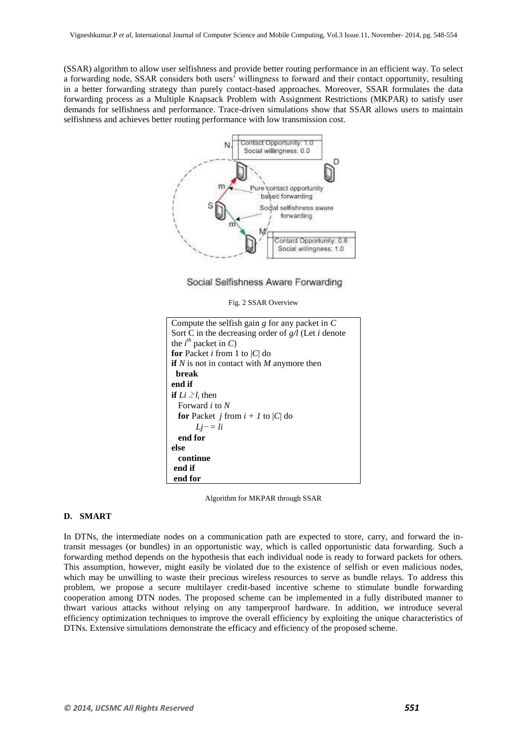(SSAR) algorithm to allow user selfishness and provide better routing performance in an efficient way. To select a forwarding node, SSAR considers both users' willingness to forward and their contact opportunity, resulting in a better forwarding strategy than purely contact-based approaches. Moreover, SSAR formulates the data forwarding process as a Multiple Knapsack Problem with Assignment Restrictions (MKPAR) to satisfy user demands for selfishness and performance. Trace-driven simulations show that SSAR allows users to maintain selfishness and achieves better routing performance with low transmission cost.

Social Selfishness Aware Forwarding

Fig. 2 SSAR Overview

```
Compute the selfish gain g for any packet in C
Sort C in the decreasing order of g/l (Let i denote
the i^th packet in C)
for Packet i from 1 to |C| do
if N is not in contact with M anymore then
  break
end if
if Li ≥ l_i then
  Forward i to N
  for Packet j from i + 1 to |C| do
      Lj− = li
  end for
else
  continue
 end if
 end for
```

Algorithm for MKPAR through SSAR

### D. SMART

In DTNs, the intermediate nodes on a communication path are expected to store, carry, and forward the in-transit messages (or bundles) in an opportunistic way, which is called opportunistic data forwarding. Such a forwarding method depends on the hypothesis that each individual node is ready to forward packets for others. This assumption, however, might easily be violated due to the existence of selfish or even malicious nodes, which may be unwilling to waste their precious wireless resources to serve as bundle relays. To address this problem, we propose a secure multilayer credit-based incentive scheme to stimulate bundle forwarding cooperation among DTN nodes. The proposed scheme can be implemented in a fully distributed manner to thwart various attacks without relying on any tamperproof hardware. In addition, we introduce several efficiency optimization techniques to improve the overall efficiency by exploiting the unique characteristics of DTNs. Extensive simulations demonstrate the efficacy and efficiency of the proposed scheme.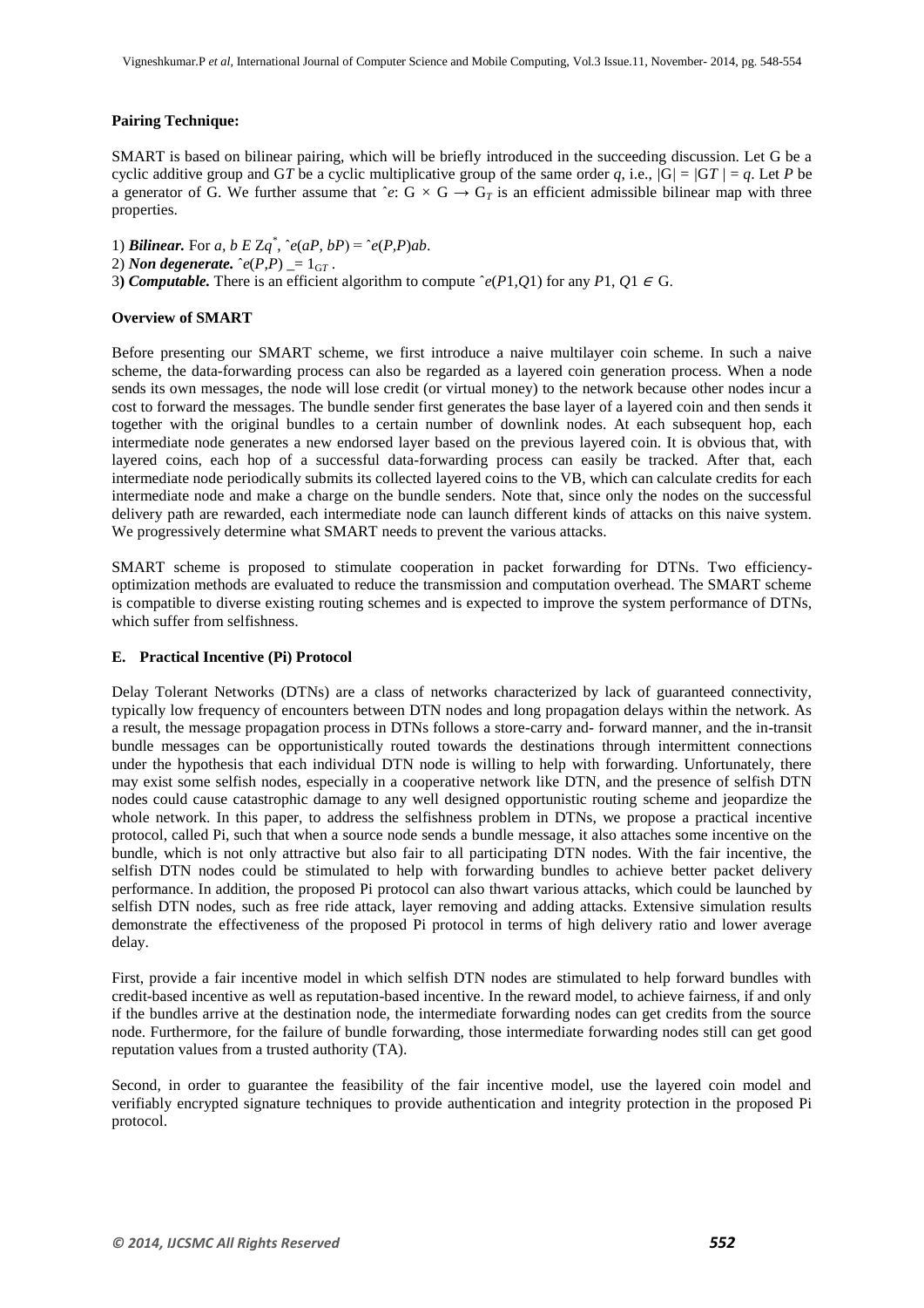**Pairing Technique:**

SMART is based on bilinear pairing, which will be briefly introduced in the succeeding discussion. Let G be a cyclic additive group and G$T$ be a cyclic multiplicative group of the same order $q$, i.e., $|G| = |GT| = q$. Let $P$ be a generator of G. We further assume that $\hat{e}$: G × G → $G_T$ is an efficient admissible bilinear map with three properties.

1) ***Bilinear.*** For $a$, $b$ $E$ $Zq^*$, $\hat{e}(aP, bP) = \hat{e}(P,P)ab$.
2) ***Non degenerate.*** $\hat{e}(P,P)$ _= $1_{GT}$ .
3) ***Computable.*** There is an efficient algorithm to compute $\hat{e}(P1,Q1)$ for any $P1$, $Q1 \in$ G.

**Overview of SMART**

Before presenting our SMART scheme, we first introduce a naive multilayer coin scheme. In such a naive scheme, the data-forwarding process can also be regarded as a layered coin generation process. When a node sends its own messages, the node will lose credit (or virtual money) to the network because other nodes incur a cost to forward the messages. The bundle sender first generates the base layer of a layered coin and then sends it together with the original bundles to a certain number of downlink nodes. At each subsequent hop, each intermediate node generates a new endorsed layer based on the previous layered coin. It is obvious that, with layered coins, each hop of a successful data-forwarding process can easily be tracked. After that, each intermediate node periodically submits its collected layered coins to the VB, which can calculate credits for each intermediate node and make a charge on the bundle senders. Note that, since only the nodes on the successful delivery path are rewarded, each intermediate node can launch different kinds of attacks on this naive system. We progressively determine what SMART needs to prevent the various attacks.

SMART scheme is proposed to stimulate cooperation in packet forwarding for DTNs. Two efficiency-optimization methods are evaluated to reduce the transmission and computation overhead. The SMART scheme is compatible to diverse existing routing schemes and is expected to improve the system performance of DTNs, which suffer from selfishness.

**E. Practical Incentive (Pi) Protocol**

Delay Tolerant Networks (DTNs) are a class of networks characterized by lack of guaranteed connectivity, typically low frequency of encounters between DTN nodes and long propagation delays within the network. As a result, the message propagation process in DTNs follows a store-carry and- forward manner, and the in-transit bundle messages can be opportunistically routed towards the destinations through intermittent connections under the hypothesis that each individual DTN node is willing to help with forwarding. Unfortunately, there may exist some selfish nodes, especially in a cooperative network like DTN, and the presence of selfish DTN nodes could cause catastrophic damage to any well designed opportunistic routing scheme and jeopardize the whole network. In this paper, to address the selfishness problem in DTNs, we propose a practical incentive protocol, called Pi, such that when a source node sends a bundle message, it also attaches some incentive on the bundle, which is not only attractive but also fair to all participating DTN nodes. With the fair incentive, the selfish DTN nodes could be stimulated to help with forwarding bundles to achieve better packet delivery performance. In addition, the proposed Pi protocol can also thwart various attacks, which could be launched by selfish DTN nodes, such as free ride attack, layer removing and adding attacks. Extensive simulation results demonstrate the effectiveness of the proposed Pi protocol in terms of high delivery ratio and lower average delay.

First, provide a fair incentive model in which selfish DTN nodes are stimulated to help forward bundles with credit-based incentive as well as reputation-based incentive. In the reward model, to achieve fairness, if and only if the bundles arrive at the destination node, the intermediate forwarding nodes can get credits from the source node. Furthermore, for the failure of bundle forwarding, those intermediate forwarding nodes still can get good reputation values from a trusted authority (TA).

Second, in order to guarantee the feasibility of the fair incentive model, use the layered coin model and verifiably encrypted signature techniques to provide authentication and integrity protection in the proposed Pi protocol.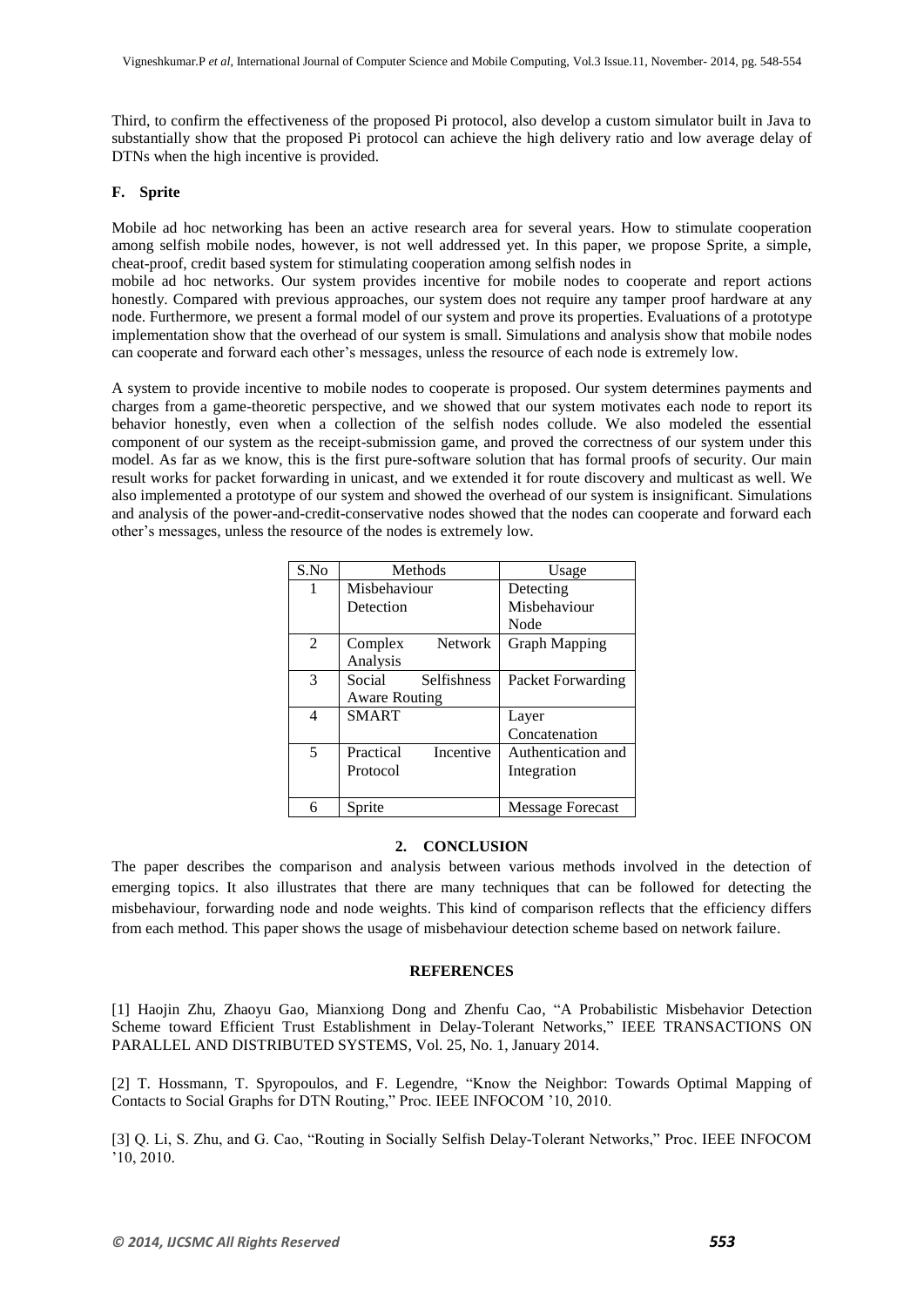Third, to confirm the effectiveness of the proposed Pi protocol, also develop a custom simulator built in Java to substantially show that the proposed Pi protocol can achieve the high delivery ratio and low average delay of DTNs when the high incentive is provided.

### F. Sprite

Mobile ad hoc networking has been an active research area for several years. How to stimulate cooperation among selfish mobile nodes, however, is not well addressed yet. In this paper, we propose Sprite, a simple, cheat-proof, credit based system for stimulating cooperation among selfish nodes in mobile ad hoc networks. Our system provides incentive for mobile nodes to cooperate and report actions honestly. Compared with previous approaches, our system does not require any tamper proof hardware at any node. Furthermore, we present a formal model of our system and prove its properties. Evaluations of a prototype implementation show that the overhead of our system is small. Simulations and analysis show that mobile nodes can cooperate and forward each other's messages, unless the resource of each node is extremely low.

A system to provide incentive to mobile nodes to cooperate is proposed. Our system determines payments and charges from a game-theoretic perspective, and we showed that our system motivates each node to report its behavior honestly, even when a collection of the selfish nodes collude. We also modeled the essential component of our system as the receipt-submission game, and proved the correctness of our system under this model. As far as we know, this is the first pure-software solution that has formal proofs of security. Our main result works for packet forwarding in unicast, and we extended it for route discovery and multicast as well. We also implemented a prototype of our system and showed the overhead of our system is insignificant. Simulations and analysis of the power-and-credit-conservative nodes showed that the nodes can cooperate and forward each other's messages, unless the resource of the nodes is extremely low.

| S.No | Methods | Usage |
|---|---|---|
| 1 | Misbehaviour Detection | Detecting Misbehaviour Node |
| 2 | Complex Network Analysis | Graph Mapping |
| 3 | Social Selfishness Aware Routing | Packet Forwarding |
| 4 | SMART | Layer Concatenation |
| 5 | Practical Incentive Protocol | Authentication and Integration |
| 6 | Sprite | Message Forecast |

## 2. CONCLUSION

The paper describes the comparison and analysis between various methods involved in the detection of emerging topics. It also illustrates that there are many techniques that can be followed for detecting the misbehaviour, forwarding node and node weights. This kind of comparison reflects that the efficiency differs from each method. This paper shows the usage of misbehaviour detection scheme based on network failure.

## REFERENCES

[1] Haojin Zhu, Zhaoyu Gao, Mianxiong Dong and Zhenfu Cao, "A Probabilistic Misbehavior Detection Scheme toward Efficient Trust Establishment in Delay-Tolerant Networks," IEEE TRANSACTIONS ON PARALLEL AND DISTRIBUTED SYSTEMS, Vol. 25, No. 1, January 2014.

[2] T. Hossmann, T. Spyropoulos, and F. Legendre, "Know the Neighbor: Towards Optimal Mapping of Contacts to Social Graphs for DTN Routing," Proc. IEEE INFOCOM '10, 2010.

[3] Q. Li, S. Zhu, and G. Cao, "Routing in Socially Selfish Delay-Tolerant Networks," Proc. IEEE INFOCOM '10, 2010.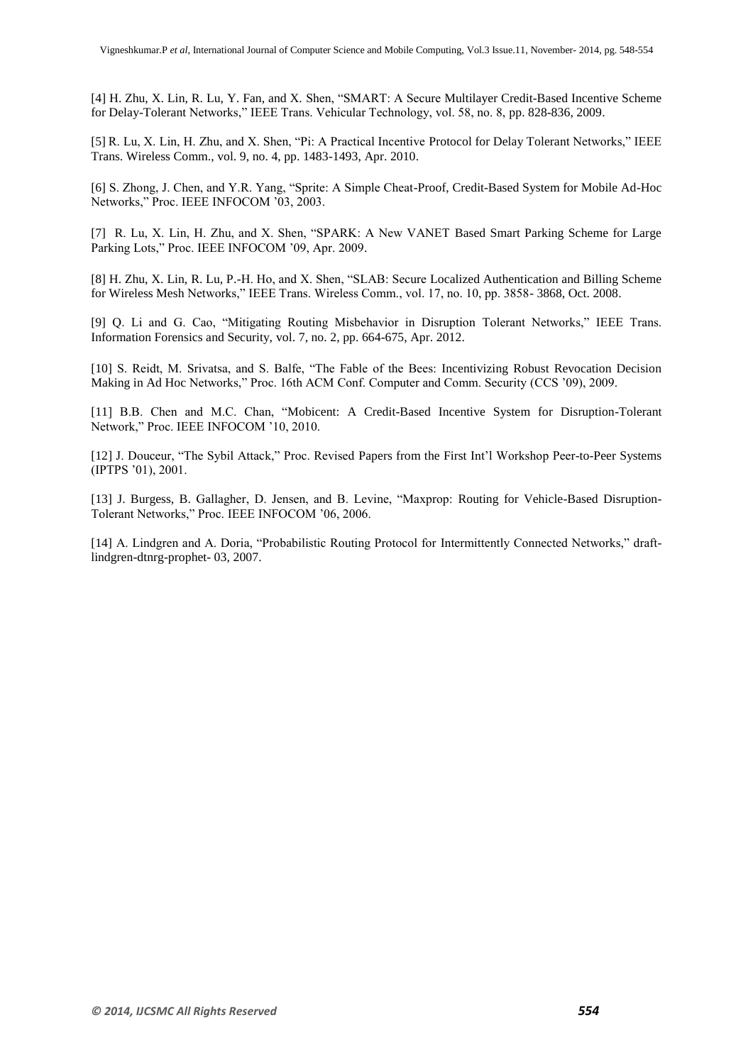[4] H. Zhu, X. Lin, R. Lu, Y. Fan, and X. Shen, "SMART: A Secure Multilayer Credit-Based Incentive Scheme for Delay-Tolerant Networks," IEEE Trans. Vehicular Technology, vol. 58, no. 8, pp. 828-836, 2009.

[5] R. Lu, X. Lin, H. Zhu, and X. Shen, "Pi: A Practical Incentive Protocol for Delay Tolerant Networks," IEEE Trans. Wireless Comm., vol. 9, no. 4, pp. 1483-1493, Apr. 2010.

[6] S. Zhong, J. Chen, and Y.R. Yang, "Sprite: A Simple Cheat-Proof, Credit-Based System for Mobile Ad-Hoc Networks," Proc. IEEE INFOCOM '03, 2003.

[7] R. Lu, X. Lin, H. Zhu, and X. Shen, "SPARK: A New VANET Based Smart Parking Scheme for Large Parking Lots," Proc. IEEE INFOCOM '09, Apr. 2009.

[8] H. Zhu, X. Lin, R. Lu, P.-H. Ho, and X. Shen, "SLAB: Secure Localized Authentication and Billing Scheme for Wireless Mesh Networks," IEEE Trans. Wireless Comm., vol. 17, no. 10, pp. 3858- 3868, Oct. 2008.

[9] Q. Li and G. Cao, "Mitigating Routing Misbehavior in Disruption Tolerant Networks," IEEE Trans. Information Forensics and Security, vol. 7, no. 2, pp. 664-675, Apr. 2012.

[10] S. Reidt, M. Srivatsa, and S. Balfe, "The Fable of the Bees: Incentivizing Robust Revocation Decision Making in Ad Hoc Networks," Proc. 16th ACM Conf. Computer and Comm. Security (CCS '09), 2009.

[11] B.B. Chen and M.C. Chan, "Mobicent: A Credit-Based Incentive System for Disruption-Tolerant Network," Proc. IEEE INFOCOM '10, 2010.

[12] J. Douceur, "The Sybil Attack," Proc. Revised Papers from the First Int'l Workshop Peer-to-Peer Systems (IPTPS '01), 2001.

[13] J. Burgess, B. Gallagher, D. Jensen, and B. Levine, "Maxprop: Routing for Vehicle-Based Disruption-Tolerant Networks," Proc. IEEE INFOCOM '06, 2006.

[14] A. Lindgren and A. Doria, "Probabilistic Routing Protocol for Intermittently Connected Networks," draft-lindgren-dtnrg-prophet- 03, 2007.